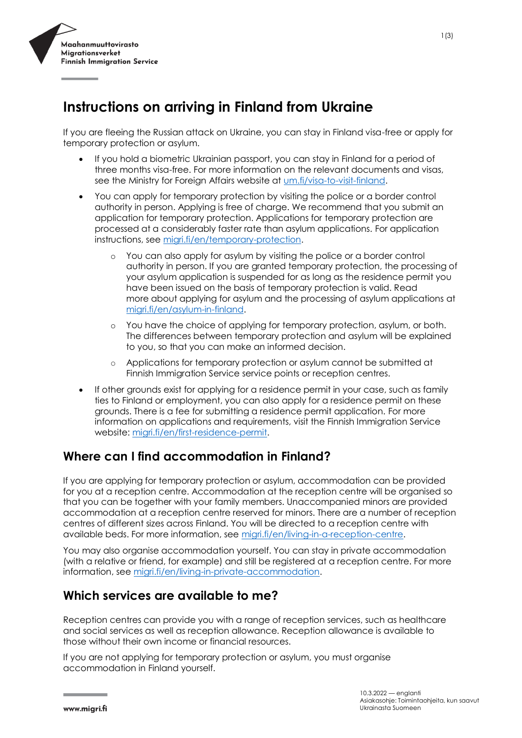# Instructions on arriving in Finland from Ukraine

If you are fleeing the Russian attack on Ukraine, you can stay in Finland visa-free or apply for temporary protection or asylum.

- If you hold a biometric Ukrainian passport, you can stay in Finland for a period of three months visa-free. For more information on the relevant documents and visas, see the Ministry for Foreign Affairs website at um.fi/visa-to-visit-finland.
- You can apply for temporary protection by visiting the police or a border control authority in person. Applying is free of charge. We recommend that you submit an application for temporary protection. Applications for temporary protection are processed at a considerably faster rate than asylum applications. For application instructions, see migri.fi/en/temporary-protection.
    - You can also apply for asylum by visiting the police or a border control authority in person. If you are granted temporary protection, the processing of your asylum application is suspended for as long as the residence permit you have been issued on the basis of temporary protection is valid. Read more about applying for asylum and the processing of asylum applications at migri.fi/en/asylum-in-finland.
    - You have the choice of applying for temporary protection, asylum, or both. The differences between temporary protection and asylum will be explained to you, so that you can make an informed decision.
    - Applications for temporary protection or asylum cannot be submitted at Finnish Immigration Service service points or reception centres.
- If other grounds exist for applying for a residence permit in your case, such as family ties to Finland or employment, you can also apply for a residence permit on these grounds. There is a fee for submitting a residence permit application. For more information on applications and requirements, visit the Finnish Immigration Service website: migri.fi/en/first-residence-permit.

## Where can I find accommodation in Finland?

If you are applying for temporary protection or asylum, accommodation can be provided for you at a reception centre. Accommodation at the reception centre will be organised so that you can be together with your family members. Unaccompanied minors are provided accommodation at a reception centre reserved for minors. There are a number of reception centres of different sizes across Finland. You will be directed to a reception centre with available beds. For more information, see migri.fi/en/living-in-a-reception-centre.

You may also organise accommodation yourself. You can stay in private accommodation (with a relative or friend, for example) and still be registered at a reception centre. For more information, see migri.fi/en/living-in-private-accommodation.

## Which services are available to me?

Reception centres can provide you with a range of reception services, such as healthcare and social services as well as reception allowance. Reception allowance is available to those without their own income or financial resources.

If you are not applying for temporary protection or asylum, you must organise accommodation in Finland yourself.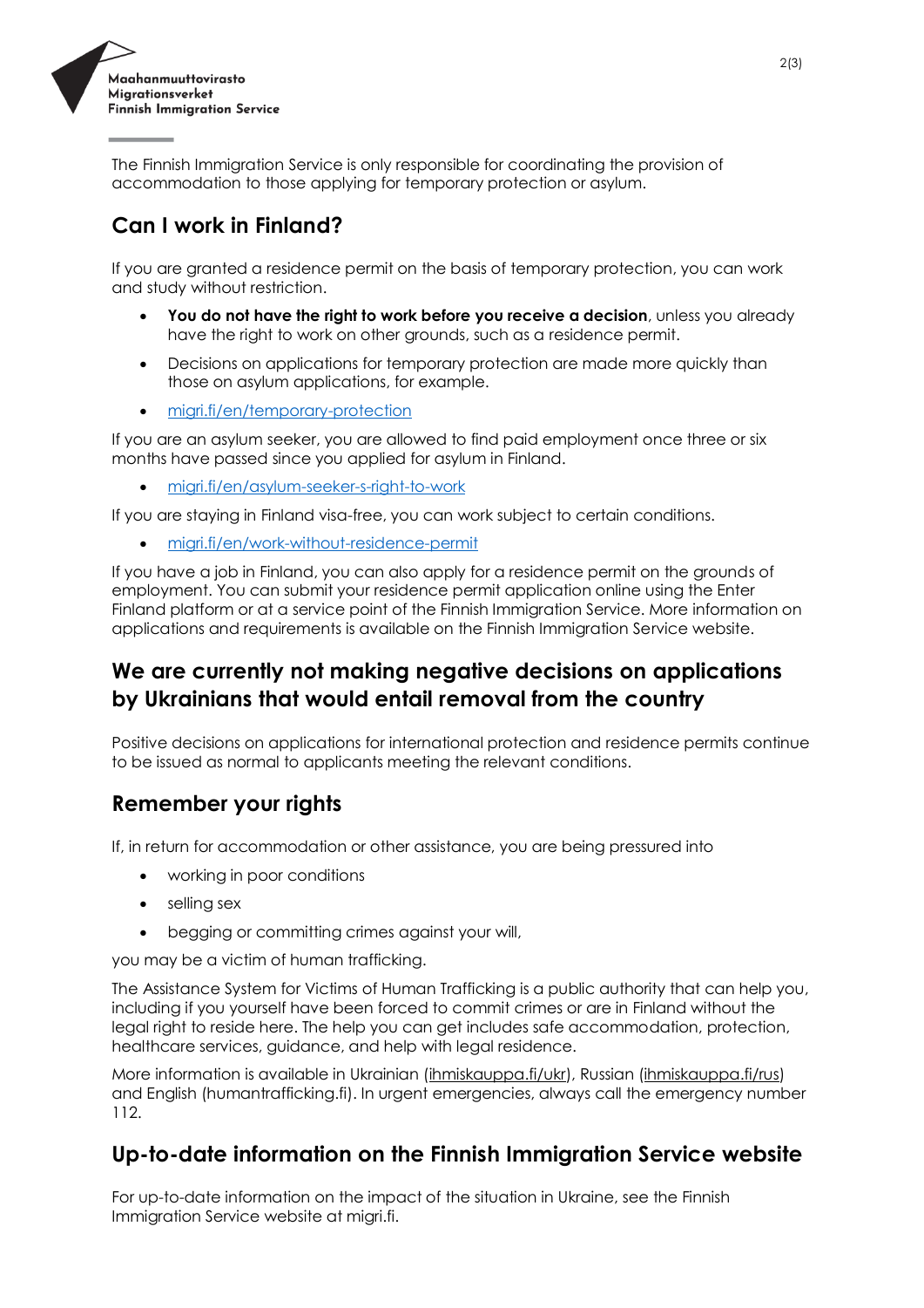The Finnish Immigration Service is only responsible for coordinating the provision of accommodation to those applying for temporary protection or asylum.

## Can I work in Finland?

If you are granted a residence permit on the basis of temporary protection, you can work and study without restriction.

- **You do not have the right to work before you receive a decision**, unless you already have the right to work on other grounds, such as a residence permit.
- Decisions on applications for temporary protection are made more quickly than those on asylum applications, for example.
- migri.fi/en/temporary-protection

If you are an asylum seeker, you are allowed to find paid employment once three or six months have passed since you applied for asylum in Finland.

- migri.fi/en/asylum-seeker-s-right-to-work

If you are staying in Finland visa-free, you can work subject to certain conditions.

- migri.fi/en/work-without-residence-permit

If you have a job in Finland, you can also apply for a residence permit on the grounds of employment. You can submit your residence permit application online using the Enter Finland platform or at a service point of the Finnish Immigration Service. More information on applications and requirements is available on the Finnish Immigration Service website.

## We are currently not making negative decisions on applications by Ukrainians that would entail removal from the country

Positive decisions on applications for international protection and residence permits continue to be issued as normal to applicants meeting the relevant conditions.

## Remember your rights

If, in return for accommodation or other assistance, you are being pressured into

- working in poor conditions
- selling sex
- begging or committing crimes against your will,

you may be a victim of human trafficking.

The Assistance System for Victims of Human Trafficking is a public authority that can help you, including if you yourself have been forced to commit crimes or are in Finland without the legal right to reside here. The help you can get includes safe accommodation, protection, healthcare services, guidance, and help with legal residence.

More information is available in Ukrainian (ihmiskauppa.fi/ukr), Russian (ihmiskauppa.fi/rus) and English (humantrafficking.fi). In urgent emergencies, always call the emergency number 112.

## Up-to-date information on the Finnish Immigration Service website

For up-to-date information on the impact of the situation in Ukraine, see the Finnish Immigration Service website at migri.fi.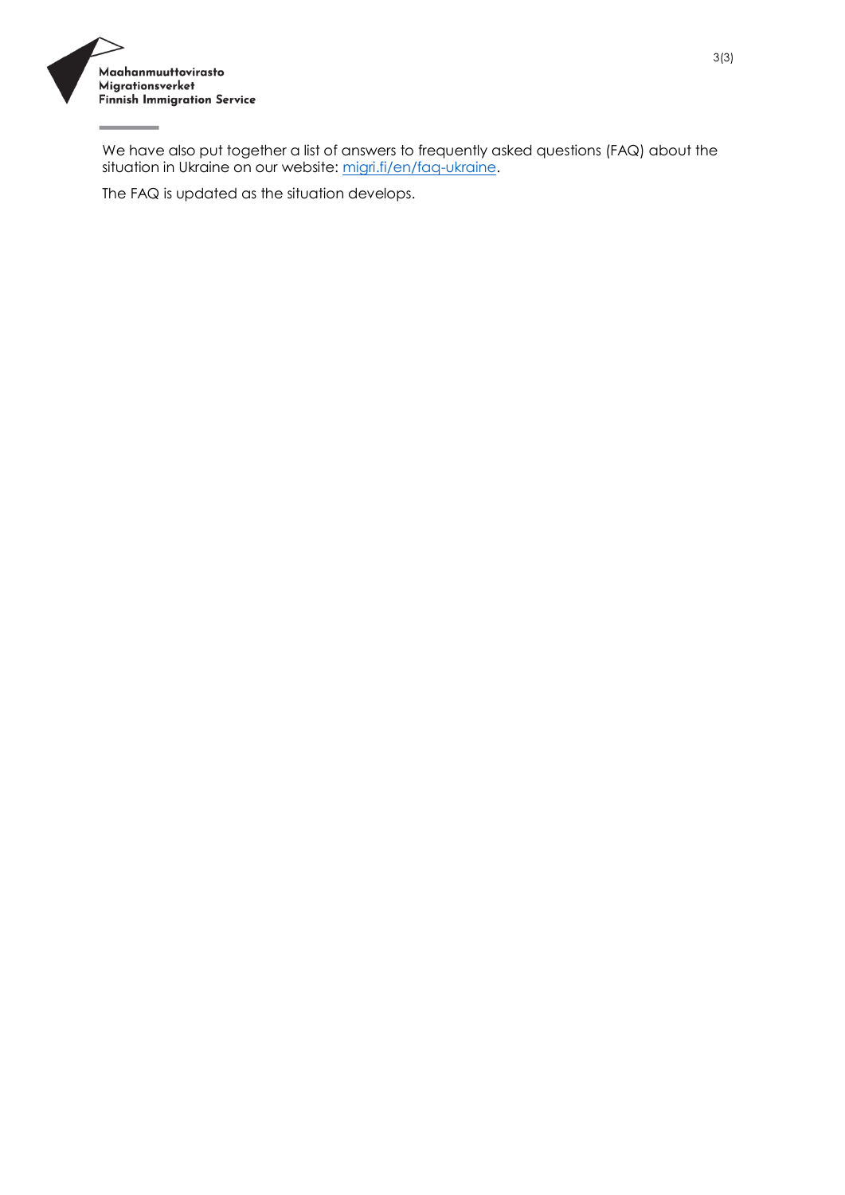We have also put together a list of answers to frequently asked questions (FAQ) about the situation in Ukraine on our website: [migri.fi/en/faq-ukraine](migri.fi/en/faq-ukraine).

The FAQ is updated as the situation develops.